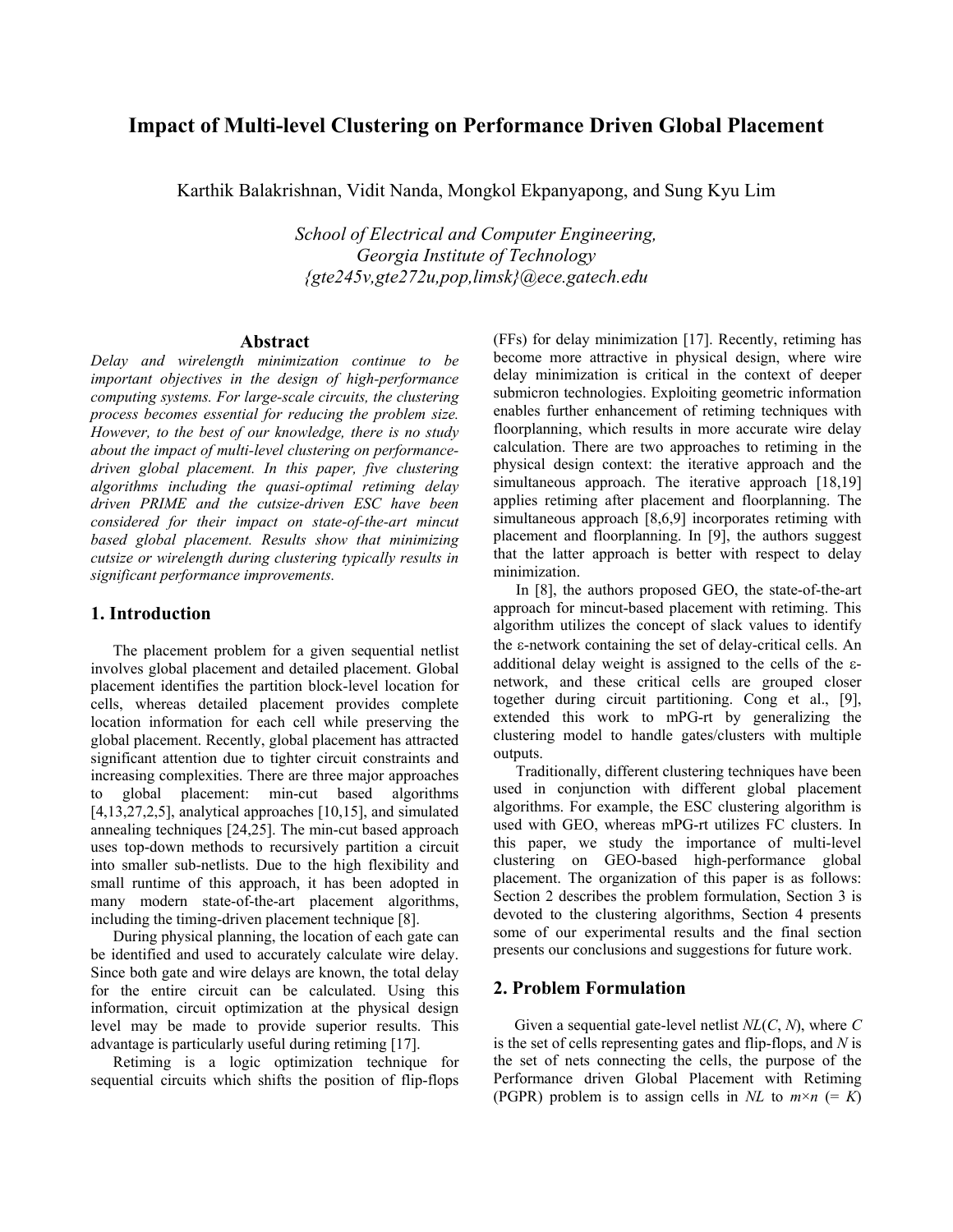# Impact of Multi-level Clustering on Performance Driven Global Placement

Karthik Balakrishnan, Vidit Nanda, Mongkol Ekpanyapong, and Sung Kyu Lim

*School of Electrical and Computer Engineering, Georgia Institute of Technology {gte245v,gte272u,pop,limsk}@ece.gatech.edu*

## Abstract

*Delay and wirelength minimization continue to be important objectives in the design of high-performance computing systems. For large-scale circuits, the clustering process becomes essential for reducing the problem size. However, to the best of our knowledge, there is no study about the impact of multi-level clustering on performance-driven global placement. In this paper, five clustering algorithms including the quasi-optimal retiming delay driven PRIME and the cutsize-driven ESC have been considered for their impact on state-of-the-art mincut based global placement. Results show that minimizing cutsize or wirelength during clustering typically results in significant performance improvements.*

## 1. Introduction

The placement problem for a given sequential netlist involves global placement and detailed placement. Global placement identifies the partition block-level location for cells, whereas detailed placement provides complete location information for each cell while preserving the global placement. Recently, global placement has attracted significant attention due to tighter circuit constraints and increasing complexities. There are three major approaches to global placement: min-cut based algorithms [4,13,27,2,5], analytical approaches [10,15], and simulated annealing techniques [24,25]. The min-cut based approach uses top-down methods to recursively partition a circuit into smaller sub-netlists. Due to the high flexibility and small runtime of this approach, it has been adopted in many modern state-of-the-art placement algorithms, including the timing-driven placement technique [8].

During physical planning, the location of each gate can be identified and used to accurately calculate wire delay. Since both gate and wire delays are known, the total delay for the entire circuit can be calculated. Using this information, circuit optimization at the physical design level may be made to provide superior results. This advantage is particularly useful during retiming [17].

Retiming is a logic optimization technique for sequential circuits which shifts the position of flip-flops (FFs) for delay minimization [17]. Recently, retiming has become more attractive in physical design, where wire delay minimization is critical in the context of deeper submicron technologies. Exploiting geometric information enables further enhancement of retiming techniques with floorplanning, which results in more accurate wire delay calculation. There are two approaches to retiming in the physical design context: the iterative approach and the simultaneous approach. The iterative approach [18,19] applies retiming after placement and floorplanning. The simultaneous approach [8,6,9] incorporates retiming with placement and floorplanning. In [9], the authors suggest that the latter approach is better with respect to delay minimization.

In [8], the authors proposed GEO, the state-of-the-art approach for mincut-based placement with retiming. This algorithm utilizes the concept of slack values to identify the ε-network containing the set of delay-critical cells. An additional delay weight is assigned to the cells of the ε-network, and these critical cells are grouped closer together during circuit partitioning. Cong et al., [9], extended this work to mPG-rt by generalizing the clustering model to handle gates/clusters with multiple outputs.

Traditionally, different clustering techniques have been used in conjunction with different global placement algorithms. For example, the ESC clustering algorithm is used with GEO, whereas mPG-rt utilizes FC clusters. In this paper, we study the importance of multi-level clustering on GEO-based high-performance global placement. The organization of this paper is as follows: Section 2 describes the problem formulation, Section 3 is devoted to the clustering algorithms, Section 4 presents some of our experimental results and the final section presents our conclusions and suggestions for future work.

## 2. Problem Formulation

Given a sequential gate-level netlist $NL(C, N)$, where $C$ is the set of cells representing gates and flip-flops, and $N$ is the set of nets connecting the cells, the purpose of the Performance driven Global Placement with Retiming (PGPR) problem is to assign cells in $NL$ to $m \times n$ (= $K$)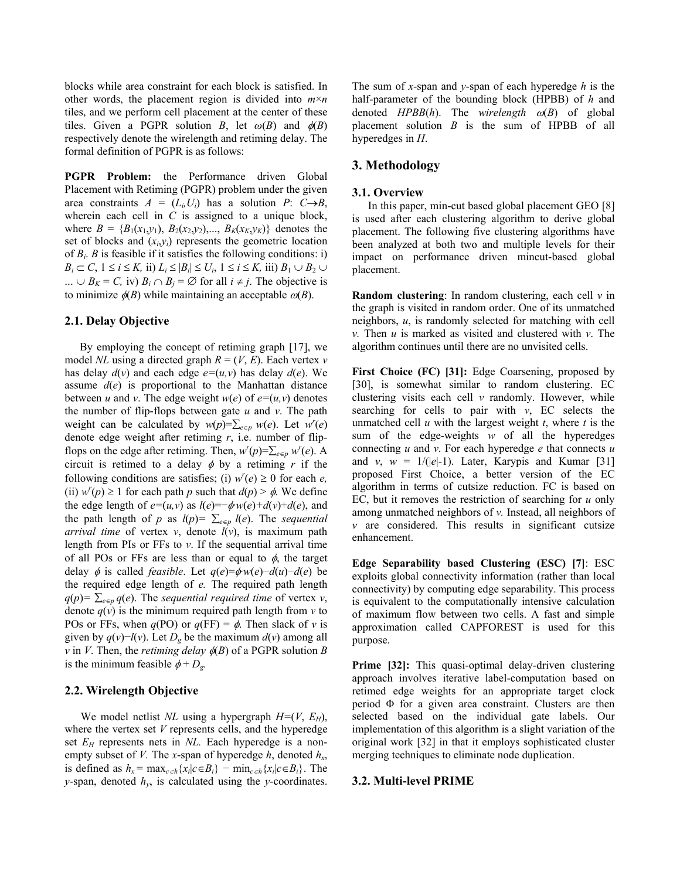blocks while area constraint for each block is satisfied. In other words, the placement region is divided into $m \times n$ tiles, and we perform cell placement at the center of these tiles. Given a PGPR solution $B$, let $\omega(B)$ and $\phi(B)$ respectively denote the wirelength and retiming delay. The formal definition of PGPR is as follows:

**PGPR Problem:** the Performance driven Global Placement with Retiming (PGPR) problem under the given area constraints $A = (L_i, U_i)$ has a solution $P$: $C \rightarrow B$, wherein each cell in $C$ is assigned to a unique block, where $B = \{B_1(x_1,y_1), B_2(x_2,y_2), ..., B_K(x_K,y_K)\}$ denotes the set of blocks and $(x_i,y_i)$ represents the geometric location of $B_i$. $B$ is feasible if it satisfies the following conditions: i) $B_i \subset C$, $1 \leq i \leq K$, ii) $L_i \leq |B_i| \leq U_i$, $1 \leq i \leq K$, iii) $B_1 \cup B_2 \cup ... \cup B_K = C$, iv) $B_i \cap B_j = \emptyset$ for all $i \neq j$. The objective is to minimize $\phi(B)$ while maintaining an acceptable $\omega(B)$.

### 2.1. Delay Objective

By employing the concept of retiming graph [17], we model $NL$ using a directed graph $R = (V, E)$. Each vertex $v$ has delay $d(v)$ and each edge $e=(u,v)$ has delay $d(e)$. We assume $d(e)$ is proportional to the Manhattan distance between $u$ and $v$. The edge weight $w(e)$ of $e=(u,v)$ denotes the number of flip-flops between gate $u$ and $v$. The path weight can be calculated by $w(p)=\sum_{e \in p} w(e)$. Let $w^r(e)$ denote edge weight after retiming $r$, i.e. number of flip-flops on the edge after retiming. Then, $w^r(p)=\sum_{e \in p} w^r(e)$. A circuit is retimed to a delay $\phi$ by a retiming $r$ if the following conditions are satisfies; (i) $w^r(e) \geq 0$ for each $e$, (ii) $w^r(p) \geq 1$ for each path $p$ such that $d(p) > \phi$. We define the edge length of $e=(u,v)$ as $l(e)=-\phi \cdot w(e)+d(v)+d(e)$, and the path length of $p$ as $l(p)= \sum_{e \in p} l(e)$. The *sequential arrival time* of vertex $v$, denote $l(v)$, is maximum path length from PIs or FFs to $v$. If the sequential arrival time of all POs or FFs are less than or equal to $\phi$, the target delay $\phi$ is called *feasible*. Let $q(e)=\phi \cdot w(e)-d(u)-d(e)$ be the required edge length of $e$. The required path length $q(p)= \sum_{e \in p} q(e)$. The *sequential required time* of vertex $v$, denote $q(v)$ is the minimum required path length from $v$ to POs or FFs, when $q(\text{PO})$ or $q(\text{FF}) = \phi$. Then slack of $v$ is given by $q(v)-l(v)$. Let $D_g$ be the maximum $d(v)$ among all $v$ in $V$. Then, the *retiming delay* $\phi(B)$ of a PGPR solution $B$ is the minimum feasible $\phi + D_g$.

### 2.2. Wirelength Objective

We model netlist $NL$ using a hypergraph $H=(V, E_H)$, where the vertex set $V$ represents cells, and the hyperedge set $E_H$ represents nets in $NL$. Each hyperedge is a non-empty subset of $V$. The $x$-span of hyperedge $h$, denoted $h_x$, is defined as $h_x = \max_{c \in h}\{x_i | c \in B_i\} - \min_{c \in h}\{x_i | c \in B_i\}$. The $y$-span, denoted $h_y$, is calculated using the $y$-coordinates. The sum of $x$-span and $y$-span of each hyperedge $h$ is the half-parameter of the bounding block (HPBB) of $h$ and denoted $HPBB(h)$. The *wirelength* $\omega(B)$ of global placement solution $B$ is the sum of HPBB of all hyperedges in $H$.

## 3. Methodology

### 3.1. Overview

In this paper, min-cut based global placement GEO [8] is used after each clustering algorithm to derive global placement. The following five clustering algorithms have been analyzed at both two and multiple levels for their impact on performance driven mincut-based global placement.

**Random clustering**: In random clustering, each cell $v$ in the graph is visited in random order. One of its unmatched neighbors, $u$, is randomly selected for matching with cell $v$. Then $u$ is marked as visited and clustered with $v$. The algorithm continues until there are no unvisited cells.

**First Choice (FC) [31]:** Edge Coarsening, proposed by [30], is somewhat similar to random clustering. EC clustering visits each cell $v$ randomly. However, while searching for cells to pair with $v$, EC selects the unmatched cell $u$ with the largest weight $t$, where $t$ is the sum of the edge-weights $w$ of all the hyperedges connecting $u$ and $v$. For each hyperedge $e$ that connects $u$ and $v$, $w = 1/(|e|-1)$. Later, Karypis and Kumar [31] proposed First Choice, a better version of the EC algorithm in terms of cutsize reduction. FC is based on EC, but it removes the restriction of searching for $u$ only among unmatched neighbors of $v$. Instead, all neighbors of $v$ are considered. This results in significant cutsize enhancement.

**Edge Separability based Clustering (ESC) [7]**: ESC exploits global connectivity information (rather than local connectivity) by computing edge separability. This process is equivalent to the computationally intensive calculation of maximum flow between two cells. A fast and simple approximation called CAPFOREST is used for this purpose.

**Prime [32]:** This quasi-optimal delay-driven clustering approach involves iterative label-computation based on retimed edge weights for an appropriate target clock period $\Phi$ for a given area constraint. Clusters are then selected based on the individual gate labels. Our implementation of this algorithm is a slight variation of the original work [32] in that it employs sophisticated cluster merging techniques to eliminate node duplication.

### 3.2. Multi-level PRIME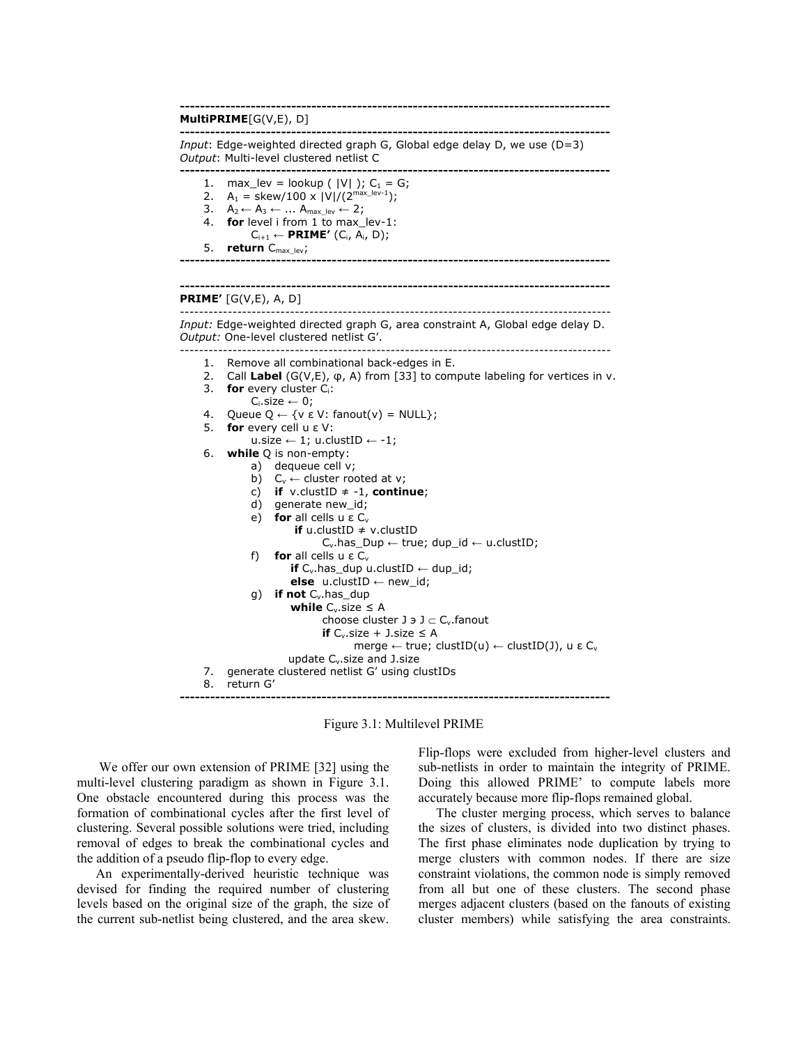```
-----------------------------------------------------------------------------------
MultiPRIME[G(V,E), D]
-----------------------------------------------------------------------------------
Input: Edge-weighted directed graph G, Global edge delay D, we use (D=3)
Output: Multi-level clustered netlist C
-----------------------------------------------------------------------------------
  1. max_lev = lookup ( |V| ); C_1 = G;
  2. A_1 = skew/100 x |V|/(2^(max_lev-1));
  3. A_2 ← A_3 ← ... A_max_lev ← 2;
  4. for level i from 1 to max_lev-1:
         C_(i+1) ← PRIME' (C_i, A_i, D);
  5. return C_max_lev;
-----------------------------------------------------------------------------------

-----------------------------------------------------------------------------------
PRIME' [G(V,E), A, D]
-----------------------------------------------------------------------------------
Input: Edge-weighted directed graph G, area constraint A, Global edge delay D.
Output: One-level clustered netlist G'.
-----------------------------------------------------------------------------------
  1. Remove all combinational back-edges in E.
  2. Call Label (G(V,E), φ, A) from [33] to compute labeling for vertices in v.
  3. for every cluster C_i:
         C_i.size ← 0;
  4. Queue Q ← {v ε V: fanout(v) = NULL};
  5. for every cell u ε V:
         u.size ← 1; u.clustID ← -1;
  6. while Q is non-empty:
       a) dequeue cell v;
       b) C_v ← cluster rooted at v;
       c) if v.clustID ≠ -1, continue;
       d) generate new_id;
       e) for all cells u ε C_v
              if u.clustID ≠ v.clustID
                  C_v.has_Dup ← true; dup_id ← u.clustID;
       f) for all cells u ε C_v
              if C_v.has_dup u.clustID ← dup_id;
              else u.clustID ← new_id;
       g) if not C_v.has_dup
              while C_v.size ≤ A
                  choose cluster J ∋ J ⊂ C_v.fanout
                  if C_v.size + J.size ≤ A
                      merge ← true; clustID(u) ← clustID(J), u ε C_v
              update C_v.size and J.size
  7. generate clustered netlist G' using clustIDs
  8. return G'
-----------------------------------------------------------------------------------
```

Figure 3.1: Multilevel PRIME

We offer our own extension of PRIME [32] using the multi-level clustering paradigm as shown in Figure 3.1. One obstacle encountered during this process was the formation of combinational cycles after the first level of clustering. Several possible solutions were tried, including removal of edges to break the combinational cycles and the addition of a pseudo flip-flop to every edge.

An experimentally-derived heuristic technique was devised for finding the required number of clustering levels based on the original size of the graph, the size of the current sub-netlist being clustered, and the area skew. Flip-flops were excluded from higher-level clusters and sub-netlists in order to maintain the integrity of PRIME. Doing this allowed PRIME' to compute labels more accurately because more flip-flops remained global.

The cluster merging process, which serves to balance the sizes of clusters, is divided into two distinct phases. The first phase eliminates node duplication by trying to merge clusters with common nodes. If there are size constraint violations, the common node is simply removed from all but one of these clusters. The second phase merges adjacent clusters (based on the fanouts of existing cluster members) while satisfying the area constraints.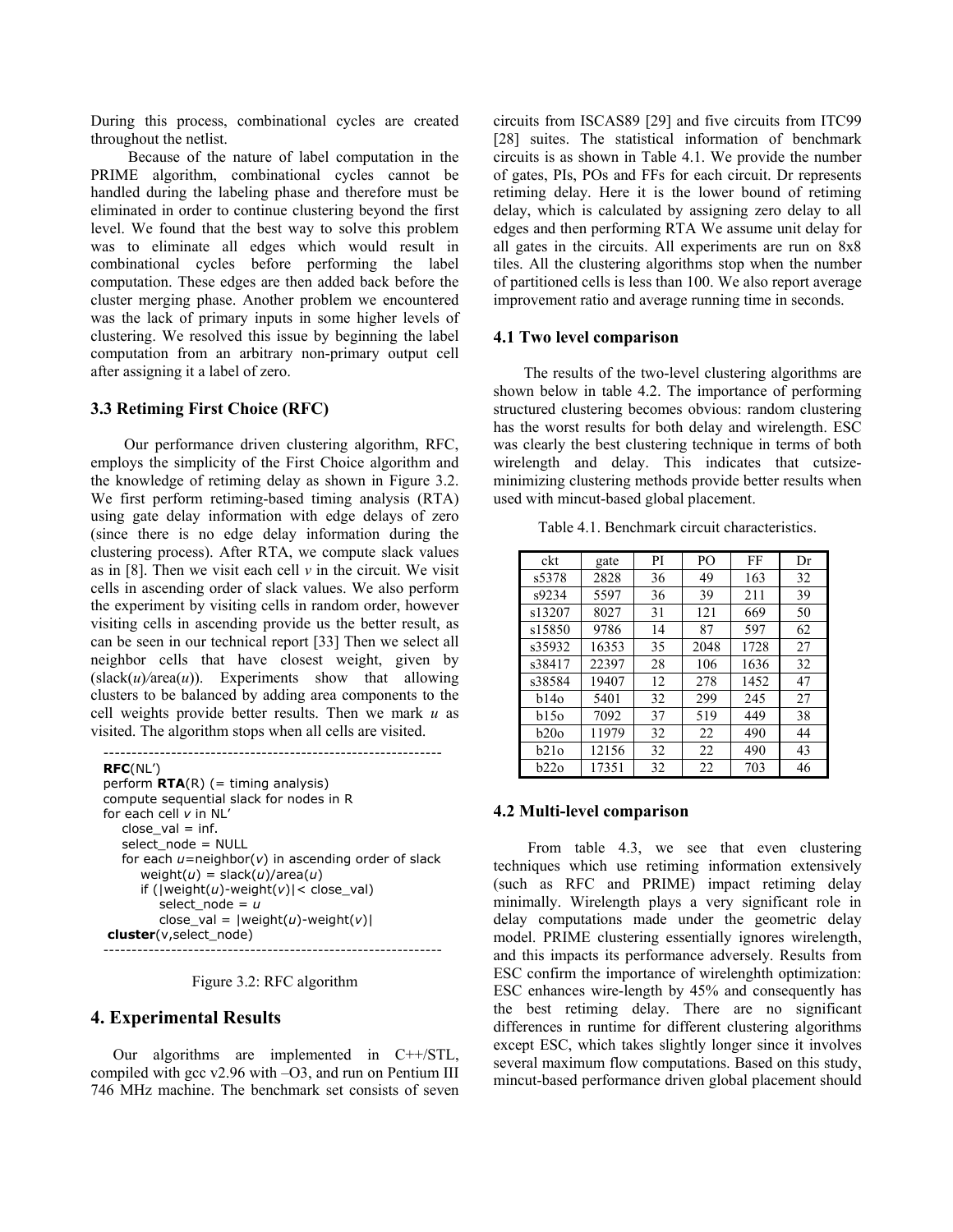During this process, combinational cycles are created throughout the netlist.

Because of the nature of label computation in the PRIME algorithm, combinational cycles cannot be handled during the labeling phase and therefore must be eliminated in order to continue clustering beyond the first level. We found that the best way to solve this problem was to eliminate all edges which would result in combinational cycles before performing the label computation. These edges are then added back before the cluster merging phase. Another problem we encountered was the lack of primary inputs in some higher levels of clustering. We resolved this issue by beginning the label computation from an arbitrary non-primary output cell after assigning it a label of zero.

### 3.3 Retiming First Choice (RFC)

Our performance driven clustering algorithm, RFC, employs the simplicity of the First Choice algorithm and the knowledge of retiming delay as shown in Figure 3.2. We first perform retiming-based timing analysis (RTA) using gate delay information with edge delays of zero (since there is no edge delay information during the clustering process). After RTA, we compute slack values as in [8]. Then we visit each cell *v* in the circuit. We visit cells in ascending order of slack values. We also perform the experiment by visiting cells in random order, however visiting cells in ascending provide us the better result, as can be seen in our technical report [33] Then we select all neighbor cells that have closest weight, given by (slack(*u*)/area(*u*)). Experiments show that allowing clusters to be balanced by adding area components to the cell weights provide better results. Then we mark *u* as visited. The algorithm stops when all cells are visited.

```
RFC(NL')
perform RTA(R) (= timing analysis)
compute sequential slack for nodes in R
for each cell v in NL'
    close_val = inf.
    select_node = NULL
    for each u=neighbor(v) in ascending order of slack
        weight(u) = slack(u)/area(u)
        if (|weight(u)-weight(v)|< close_val)
            select_node = u
            close_val = |weight(u)-weight(v)|
 cluster(v,select_node)
```

Figure 3.2: RFC algorithm

## 4. Experimental Results

Our algorithms are implemented in C++/STL, compiled with gcc v2.96 with –O3, and run on Pentium III 746 MHz machine. The benchmark set consists of seven circuits from ISCAS89 [29] and five circuits from ITC99 [28] suites. The statistical information of benchmark circuits is as shown in Table 4.1. We provide the number of gates, PIs, POs and FFs for each circuit. Dr represents retiming delay. Here it is the lower bound of retiming delay, which is calculated by assigning zero delay to all edges and then performing RTA We assume unit delay for all gates in the circuits. All experiments are run on 8x8 tiles. All the clustering algorithms stop when the number of partitioned cells is less than 100. We also report average improvement ratio and average running time in seconds.

### 4.1 Two level comparison

The results of the two-level clustering algorithms are shown below in table 4.2. The importance of performing structured clustering becomes obvious: random clustering has the worst results for both delay and wirelength. ESC was clearly the best clustering technique in terms of both wirelength and delay. This indicates that cutsize-minimizing clustering methods provide better results when used with mincut-based global placement.

Table 4.1. Benchmark circuit characteristics.

| ckt | gate | PI | PO | FF | Dr |
|---|---|---|---|---|---|
| s5378 | 2828 | 36 | 49 | 163 | 32 |
| s9234 | 5597 | 36 | 39 | 211 | 39 |
| s13207 | 8027 | 31 | 121 | 669 | 50 |
| s15850 | 9786 | 14 | 87 | 597 | 62 |
| s35932 | 16353 | 35 | 2048 | 1728 | 27 |
| s38417 | 22397 | 28 | 106 | 1636 | 32 |
| s38584 | 19407 | 12 | 278 | 1452 | 47 |
| b14o | 5401 | 32 | 299 | 245 | 27 |
| b15o | 7092 | 37 | 519 | 449 | 38 |
| b20o | 11979 | 32 | 22 | 490 | 44 |
| b21o | 12156 | 32 | 22 | 490 | 43 |
| b22o | 17351 | 32 | 22 | 703 | 46 |

### 4.2 Multi-level comparison

From table 4.3, we see that even clustering techniques which use retiming information extensively (such as RFC and PRIME) impact retiming delay minimally. Wirelength plays a very significant role in delay computations made under the geometric delay model. PRIME clustering essentially ignores wirelength, and this impacts its performance adversely. Results from ESC confirm the importance of wirelenghth optimization: ESC enhances wire-length by 45% and consequently has the best retiming delay. There are no significant differences in runtime for different clustering algorithms except ESC, which takes slightly longer since it involves several maximum flow computations. Based on this study, mincut-based performance driven global placement should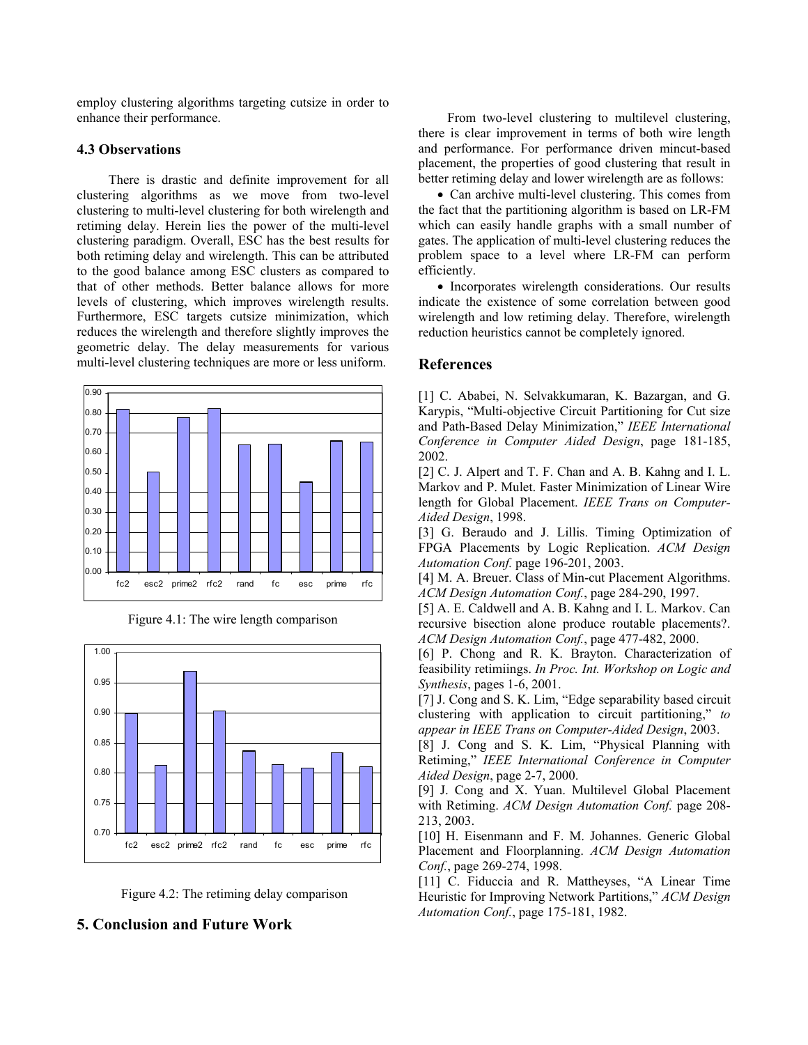employ clustering algorithms targeting cutsize in order to enhance their performance.

### 4.3 Observations

There is drastic and definite improvement for all clustering algorithms as we move from two-level clustering to multi-level clustering for both wirelength and retiming delay. Herein lies the power of the multi-level clustering paradigm. Overall, ESC has the best results for both retiming delay and wirelength. This can be attributed to the good balance among ESC clusters as compared to that of other methods. Better balance allows for more levels of clustering, which improves wirelength results. Furthermore, ESC targets cutsize minimization, which reduces the wirelength and therefore slightly improves the geometric delay. The delay measurements for various multi-level clustering techniques are more or less uniform.

Figure 4.1: The wire length comparison

Figure 4.2: The retiming delay comparison

## 5. Conclusion and Future Work

From two-level clustering to multilevel clustering, there is clear improvement in terms of both wire length and performance. For performance driven mincut-based placement, the properties of good clustering that result in better retiming delay and lower wirelength are as follows:

- Can archive multi-level clustering. This comes from the fact that the partitioning algorithm is based on LR-FM which can easily handle graphs with a small number of gates. The application of multi-level clustering reduces the problem space to a level where LR-FM can perform efficiently.
- Incorporates wirelength considerations. Our results indicate the existence of some correlation between good wirelength and low retiming delay. Therefore, wirelength reduction heuristics cannot be completely ignored.

## References

[1] C. Ababei, N. Selvakkumaran, K. Bazargan, and G. Karypis, "Multi-objective Circuit Partitioning for Cut size and Path-Based Delay Minimization," *IEEE International Conference in Computer Aided Design*, page 181-185, 2002.

[2] C. J. Alpert and T. F. Chan and A. B. Kahng and I. L. Markov and P. Mulet. Faster Minimization of Linear Wire length for Global Placement. *IEEE Trans on Computer-Aided Design*, 1998.

[3] G. Beraudo and J. Lillis. Timing Optimization of FPGA Placements by Logic Replication. *ACM Design Automation Conf.* page 196-201, 2003.

[4] M. A. Breuer. Class of Min-cut Placement Algorithms. *ACM Design Automation Conf.*, page 284-290, 1997.

[5] A. E. Caldwell and A. B. Kahng and I. L. Markov. Can recursive bisection alone produce routable placements?. *ACM Design Automation Conf.*, page 477-482, 2000.

[6] P. Chong and R. K. Brayton. Characterization of feasibility retimiings. *In Proc. Int. Workshop on Logic and Synthesis*, pages 1-6, 2001.

[7] J. Cong and S. K. Lim, "Edge separability based circuit clustering with application to circuit partitioning," *to appear in IEEE Trans on Computer-Aided Design*, 2003.

[8] J. Cong and S. K. Lim, "Physical Planning with Retiming," *IEEE International Conference in Computer Aided Design*, page 2-7, 2000.

[9] J. Cong and X. Yuan. Multilevel Global Placement with Retiming. *ACM Design Automation Conf.* page 208-213, 2003.

[10] H. Eisenmann and F. M. Johannes. Generic Global Placement and Floorplanning. *ACM Design Automation Conf.*, page 269-274, 1998.

[11] C. Fiduccia and R. Mattheyses, "A Linear Time Heuristic for Improving Network Partitions," *ACM Design Automation Conf.*, page 175-181, 1982.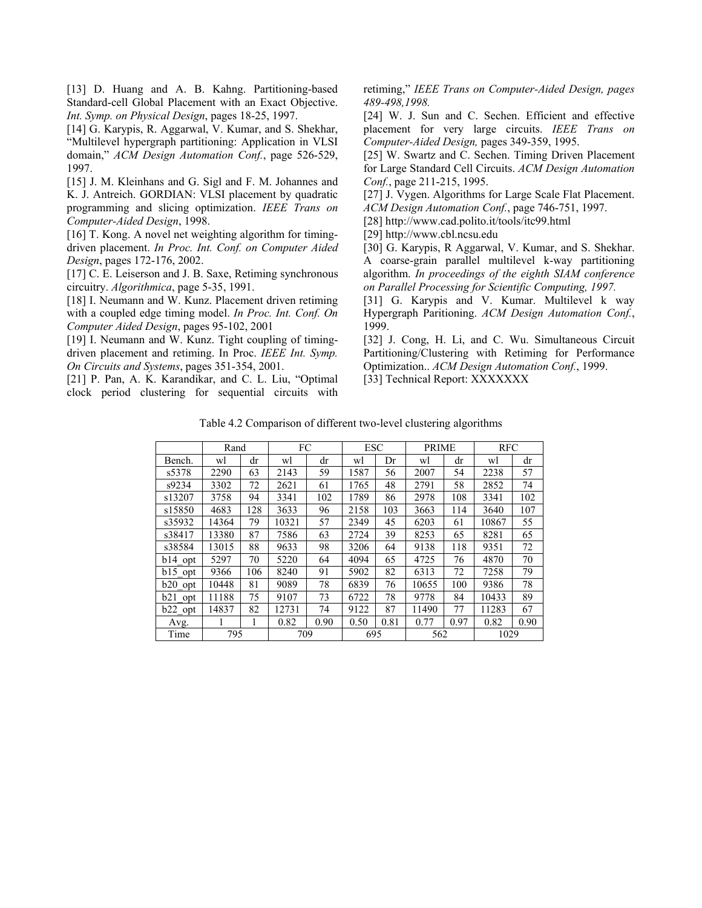[13] D. Huang and A. B. Kahng. Partitioning-based Standard-cell Global Placement with an Exact Objective. *Int. Symp. on Physical Design*, pages 18-25, 1997.

[14] G. Karypis, R. Aggarwal, V. Kumar, and S. Shekhar, "Multilevel hypergraph partitioning: Application in VLSI domain," *ACM Design Automation Conf.*, page 526-529, 1997.

[15] J. M. Kleinhans and G. Sigl and F. M. Johannes and K. J. Antreich. GORDIAN: VLSI placement by quadratic programming and slicing optimization. *IEEE Trans on Computer-Aided Design*, 1998.

[16] T. Kong. A novel net weighting algorithm for timing-driven placement. *In Proc. Int. Conf. on Computer Aided Design*, pages 172-176, 2002.

[17] C. E. Leiserson and J. B. Saxe, Retiming synchronous circuitry. *Algorithmica*, page 5-35, 1991.

[18] I. Neumann and W. Kunz. Placement driven retiming with a coupled edge timing model. *In Proc. Int. Conf. On Computer Aided Design*, pages 95-102, 2001

[19] I. Neumann and W. Kunz. Tight coupling of timing-driven placement and retiming. In Proc. *IEEE Int. Symp. On Circuits and Systems*, pages 351-354, 2001.

[21] P. Pan, A. K. Karandikar, and C. L. Liu, "Optimal clock period clustering for sequential circuits with retiming," *IEEE Trans on Computer-Aided Design, pages 489-498,1998.*

[24] W. J. Sun and C. Sechen. Efficient and effective placement for very large circuits. *IEEE Trans on Computer-Aided Design,* pages 349-359, 1995.

[25] W. Swartz and C. Sechen. Timing Driven Placement for Large Standard Cell Circuits. *ACM Design Automation Conf.*, page 211-215, 1995.

[27] J. Vygen. Algorithms for Large Scale Flat Placement. *ACM Design Automation Conf.*, page 746-751, 1997.

[28] http://www.cad.polito.it/tools/itc99.html

[29] http://www.cbl.ncsu.edu

[30] G. Karypis, R Aggarwal, V. Kumar, and S. Shekhar. A coarse-grain parallel multilevel k-way partitioning algorithm. *In proceedings of the eighth SIAM conference on Parallel Processing for Scientific Computing, 1997.*

[31] G. Karypis and V. Kumar. Multilevel k way Hypergraph Paritioning. *ACM Design Automation Conf.*, 1999.

[32] J. Cong, H. Li, and C. Wu. Simultaneous Circuit Partitioning/Clustering with Retiming for Performance Optimization.. *ACM Design Automation Conf.*, 1999.

[33] Technical Report: XXXXXXX

Table 4.2 Comparison of different two-level clustering algorithms

| | Rand | | FC | | ESC | | PRIME | | RFC | |
|---|---|---|---|---|---|---|---|---|---|---|
| Bench. | wl | dr | wl | dr | wl | Dr | wl | dr | wl | dr |
| s5378 | 2290 | 63 | 2143 | 59 | 1587 | 56 | 2007 | 54 | 2238 | 57 |
| s9234 | 3302 | 72 | 2621 | 61 | 1765 | 48 | 2791 | 58 | 2852 | 74 |
| s13207 | 3758 | 94 | 3341 | 102 | 1789 | 86 | 2978 | 108 | 3341 | 102 |
| s15850 | 4683 | 128 | 3633 | 96 | 2158 | 103 | 3663 | 114 | 3640 | 107 |
| s35932 | 14364 | 79 | 10321 | 57 | 2349 | 45 | 6203 | 61 | 10867 | 55 |
| s38417 | 13380 | 87 | 7586 | 63 | 2724 | 39 | 8253 | 65 | 8281 | 65 |
| s38584 | 13015 | 88 | 9633 | 98 | 3206 | 64 | 9138 | 118 | 9351 | 72 |
| b14_opt | 5297 | 70 | 5220 | 64 | 4094 | 65 | 4725 | 76 | 4870 | 70 |
| b15_opt | 9366 | 106 | 8240 | 91 | 5902 | 82 | 6313 | 72 | 7258 | 79 |
| b20_opt | 10448 | 81 | 9089 | 78 | 6839 | 76 | 10655 | 100 | 9386 | 78 |
| b21_opt | 11188 | 75 | 9107 | 73 | 6722 | 78 | 9778 | 84 | 10433 | 89 |
| b22_opt | 14837 | 82 | 12731 | 74 | 9122 | 87 | 11490 | 77 | 11283 | 67 |
| Avg. | 1 | 1 | 0.82 | 0.90 | 0.50 | 0.81 | 0.77 | 0.97 | 0.82 | 0.90 |
| Time | 795 | | 709 | | 695 | | 562 | | 1029 | |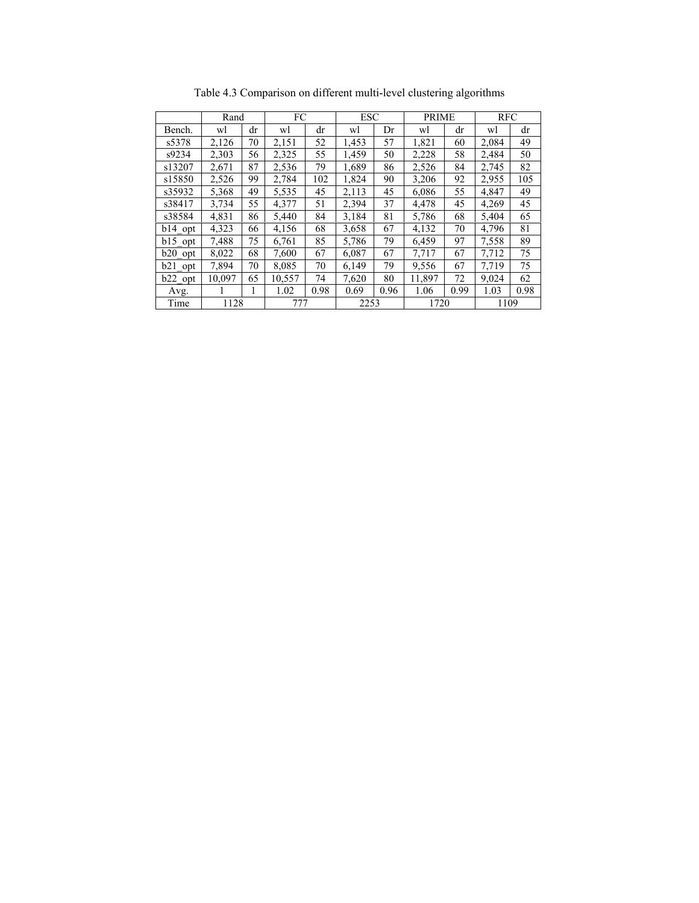Table 4.3 Comparison on different multi-level clustering algorithms

| | Rand | | FC | | ESC | | PRIME | | RFC | |
|---|---|---|---|---|---|---|---|---|---|---|
| Bench. | wl | dr | wl | dr | wl | Dr | wl | dr | wl | dr |
| s5378 | 2,126 | 70 | 2,151 | 52 | 1,453 | 57 | 1,821 | 60 | 2,084 | 49 |
| s9234 | 2,303 | 56 | 2,325 | 55 | 1,459 | 50 | 2,228 | 58 | 2,484 | 50 |
| s13207 | 2,671 | 87 | 2,536 | 79 | 1,689 | 86 | 2,526 | 84 | 2,745 | 82 |
| s15850 | 2,526 | 99 | 2,784 | 102 | 1,824 | 90 | 3,206 | 92 | 2,955 | 105 |
| s35932 | 5,368 | 49 | 5,535 | 45 | 2,113 | 45 | 6,086 | 55 | 4,847 | 49 |
| s38417 | 3,734 | 55 | 4,377 | 51 | 2,394 | 37 | 4,478 | 45 | 4,269 | 45 |
| s38584 | 4,831 | 86 | 5,440 | 84 | 3,184 | 81 | 5,786 | 68 | 5,404 | 65 |
| b14_opt | 4,323 | 66 | 4,156 | 68 | 3,658 | 67 | 4,132 | 70 | 4,796 | 81 |
| b15_opt | 7,488 | 75 | 6,761 | 85 | 5,786 | 79 | 6,459 | 97 | 7,558 | 89 |
| b20_opt | 8,022 | 68 | 7,600 | 67 | 6,087 | 67 | 7,717 | 67 | 7,712 | 75 |
| b21_opt | 7,894 | 70 | 8,085 | 70 | 6,149 | 79 | 9,556 | 67 | 7,719 | 75 |
| b22_opt | 10,097 | 65 | 10,557 | 74 | 7,620 | 80 | 11,897 | 72 | 9,024 | 62 |
| Avg. | 1 | 1 | 1.02 | 0.98 | 0.69 | 0.96 | 1.06 | 0.99 | 1.03 | 0.98 |
| Time | 1128 | | 777 | | 2253 | | 1720 | | 1109 | |